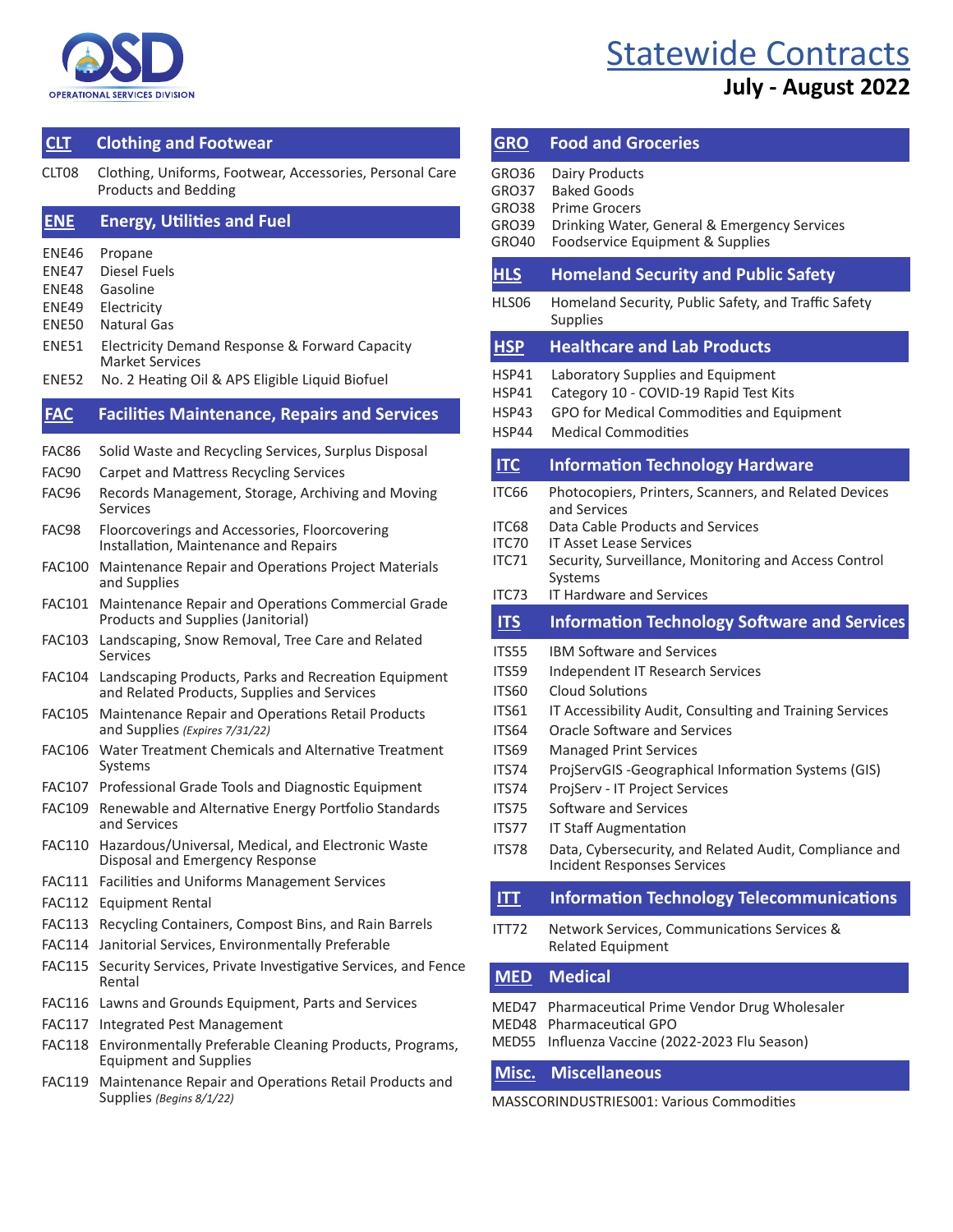OPERATIONAL SERVICES DIVISION

# Statewide Contracts

## July - August 2022

## CLT Clothing and Footwear

CLT08 Clothing, Uniforms, Footwear, Accessories, Personal Care Products and Bedding

## ENE Energy, Utilities and Fuel

ENE46 Propane
ENE47 Diesel Fuels
ENE48 Gasoline
ENE49 Electricity
ENE50 Natural Gas
ENE51 Electricity Demand Response & Forward Capacity Market Services
ENE52 No. 2 Heating Oil & APS Eligible Liquid Biofuel

## FAC Facilities Maintenance, Repairs and Services

FAC86 Solid Waste and Recycling Services, Surplus Disposal
FAC90 Carpet and Mattress Recycling Services
FAC96 Records Management, Storage, Archiving and Moving Services
FAC98 Floorcoverings and Accessories, Floorcovering Installation, Maintenance and Repairs
FAC100 Maintenance Repair and Operations Project Materials and Supplies
FAC101 Maintenance Repair and Operations Commercial Grade Products and Supplies (Janitorial)
FAC103 Landscaping, Snow Removal, Tree Care and Related Services
FAC104 Landscaping Products, Parks and Recreation Equipment and Related Products, Supplies and Services
FAC105 Maintenance Repair and Operations Retail Products and Supplies *(Expires 7/31/22)*
FAC106 Water Treatment Chemicals and Alternative Treatment Systems
FAC107 Professional Grade Tools and Diagnostic Equipment
FAC109 Renewable and Alternative Energy Portfolio Standards and Services
FAC110 Hazardous/Universal, Medical, and Electronic Waste Disposal and Emergency Response
FAC111 Facilities and Uniforms Management Services
FAC112 Equipment Rental
FAC113 Recycling Containers, Compost Bins, and Rain Barrels
FAC114 Janitorial Services, Environmentally Preferable
FAC115 Security Services, Private Investigative Services, and Fence Rental
FAC116 Lawns and Grounds Equipment, Parts and Services
FAC117 Integrated Pest Management
FAC118 Environmentally Preferable Cleaning Products, Programs, Equipment and Supplies
FAC119 Maintenance Repair and Operations Retail Products and Supplies *(Begins 8/1/22)*

## GRO Food and Groceries

GRO36 Dairy Products
GRO37 Baked Goods
GRO38 Prime Grocers
GRO39 Drinking Water, General & Emergency Services
GRO40 Foodservice Equipment & Supplies

## HLS Homeland Security and Public Safety

HLS06 Homeland Security, Public Safety, and Traffic Safety Supplies

## HSP Healthcare and Lab Products

HSP41 Laboratory Supplies and Equipment
HSP41 Category 10 - COVID-19 Rapid Test Kits
HSP43 GPO for Medical Commodities and Equipment
HSP44 Medical Commodities

## ITC Information Technology Hardware

ITC66 Photocopiers, Printers, Scanners, and Related Devices and Services
ITC68 Data Cable Products and Services
ITC70 IT Asset Lease Services
ITC71 Security, Surveillance, Monitoring and Access Control Systems
ITC73 IT Hardware and Services

## ITS Information Technology Software and Services

ITS55 IBM Software and Services
ITS59 Independent IT Research Services
ITS60 Cloud Solutions
ITS61 IT Accessibility Audit, Consulting and Training Services
ITS64 Oracle Software and Services
ITS69 Managed Print Services
ITS74 ProjServGIS -Geographical Information Systems (GIS)
ITS74 ProjServ - IT Project Services
ITS75 Software and Services
ITS77 IT Staff Augmentation
ITS78 Data, Cybersecurity, and Related Audit, Compliance and Incident Responses Services

## ITT Information Technology Telecommunications

ITT72 Network Services, Communications Services & Related Equipment

## MED Medical

MED47 Pharmaceutical Prime Vendor Drug Wholesaler
MED48 Pharmaceutical GPO
MED55 Influenza Vaccine (2022-2023 Flu Season)

## Misc. Miscellaneous

MASSCORINDUSTRIES001: Various Commodities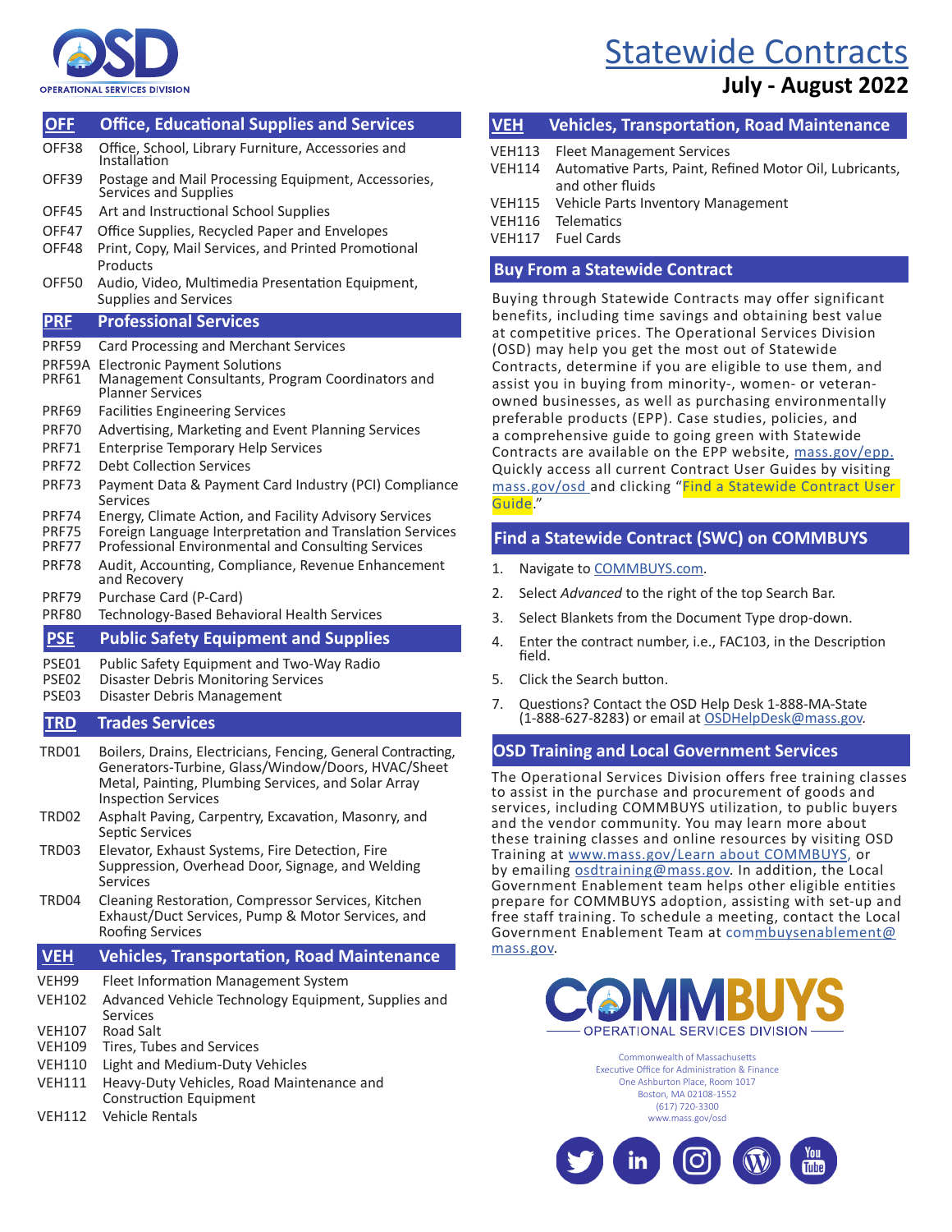# Statewide Contracts

**July - August 2022**

## OFF Office, Educational Supplies and Services

| | |
|---|---|
| OFF38 | Office, School, Library Furniture, Accessories and Installation |
| OFF39 | Postage and Mail Processing Equipment, Accessories, Services and Supplies |
| OFF45 | Art and Instructional School Supplies |
| OFF47 | Office Supplies, Recycled Paper and Envelopes |
| OFF48 | Print, Copy, Mail Services, and Printed Promotional Products |
| OFF50 | Audio, Video, Multimedia Presentation Equipment, Supplies and Services |

## PRF Professional Services

| | |
|---|---|
| PRF59 | Card Processing and Merchant Services |
| PRF59A | Electronic Payment Solutions |
| PRF61 | Management Consultants, Program Coordinators and Planner Services |
| PRF69 | Facilities Engineering Services |
| PRF70 | Advertising, Marketing and Event Planning Services |
| PRF71 | Enterprise Temporary Help Services |
| PRF72 | Debt Collection Services |
| PRF73 | Payment Data & Payment Card Industry (PCI) Compliance Services |
| PRF74 | Energy, Climate Action, and Facility Advisory Services |
| PRF75 | Foreign Language Interpretation and Translation Services |
| PRF77 | Professional Environmental and Consulting Services |
| PRF78 | Audit, Accounting, Compliance, Revenue Enhancement and Recovery |
| PRF79 | Purchase Card (P-Card) |
| PRF80 | Technology-Based Behavioral Health Services |

## PSE Public Safety Equipment and Supplies

| | |
|---|---|
| PSE01 | Public Safety Equipment and Two-Way Radio |
| PSE02 | Disaster Debris Monitoring Services |
| PSE03 | Disaster Debris Management |

## TRD Trades Services

| | |
|---|---|
| TRD01 | Boilers, Drains, Electricians, Fencing, General Contracting, Generators-Turbine, Glass/Window/Doors, HVAC/Sheet Metal, Painting, Plumbing Services, and Solar Array Inspection Services |
| TRD02 | Asphalt Paving, Carpentry, Excavation, Masonry, and Septic Services |
| TRD03 | Elevator, Exhaust Systems, Fire Detection, Fire Suppression, Overhead Door, Signage, and Welding Services |
| TRD04 | Cleaning Restoration, Compressor Services, Kitchen Exhaust/Duct Services, Pump & Motor Services, and Roofing Services |

## VEH Vehicles, Transportation, Road Maintenance

| | |
|---|---|
| VEH99 | Fleet Information Management System |
| VEH102 | Advanced Vehicle Technology Equipment, Supplies and Services |
| VEH107 | Road Salt |
| VEH109 | Tires, Tubes and Services |
| VEH110 | Light and Medium-Duty Vehicles |
| VEH111 | Heavy-Duty Vehicles, Road Maintenance and Construction Equipment |
| VEH112 | Vehicle Rentals |
| VEH113 | Fleet Management Services |
| VEH114 | Automative Parts, Paint, Refined Motor Oil, Lubricants, and other fluids |
| VEH115 | Vehicle Parts Inventory Management |
| VEH116 | Telematics |
| VEH117 | Fuel Cards |

## Buy From a Statewide Contract

Buying through Statewide Contracts may offer significant benefits, including time savings and obtaining best value at competitive prices. The Operational Services Division (OSD) may help you get the most out of Statewide Contracts, determine if you are eligible to use them, and assist you in buying from minority-, women- or veteran-owned businesses, as well as purchasing environmentally preferable products (EPP). Case studies, policies, and a comprehensive guide to going green with Statewide Contracts are available on the EPP website, mass.gov/epp. Quickly access all current Contract User Guides by visiting mass.gov/osd and clicking "Find a Statewide Contract User Guide."

## Find a Statewide Contract (SWC) on COMMBUYS

1. Navigate to COMMBUYS.com.
2. Select *Advanced* to the right of the top Search Bar.
3. Select Blankets from the Document Type drop-down.
4. Enter the contract number, i.e., FAC103, in the Description field.
5. Click the Search button.
7. Questions? Contact the OSD Help Desk 1-888-MA-State (1-888-627-8283) or email at OSDHelpDesk@mass.gov.

## OSD Training and Local Government Services

The Operational Services Division offers free training classes to assist in the purchase and procurement of goods and services, including COMMBUYS utilization, to public buyers and the vendor community. You may learn more about these training classes and online resources by visiting OSD Training at www.mass.gov/Learn about COMMBUYS, or by emailing osdtraining@mass.gov. In addition, the Local Government Enablement team helps other eligible entities prepare for COMMBUYS adoption, assisting with set-up and free staff training. To schedule a meeting, contact the Local Government Enablement Team at commbuysenablement@mass.gov.

COMMBUYS
OPERATIONAL SERVICES DIVISION

Commonwealth of Massachusetts
Executive Office for Administration & Finance
One Ashburton Place, Room 1017
Boston, MA 02108-1552
(617) 720-3300
www.mass.gov/osd